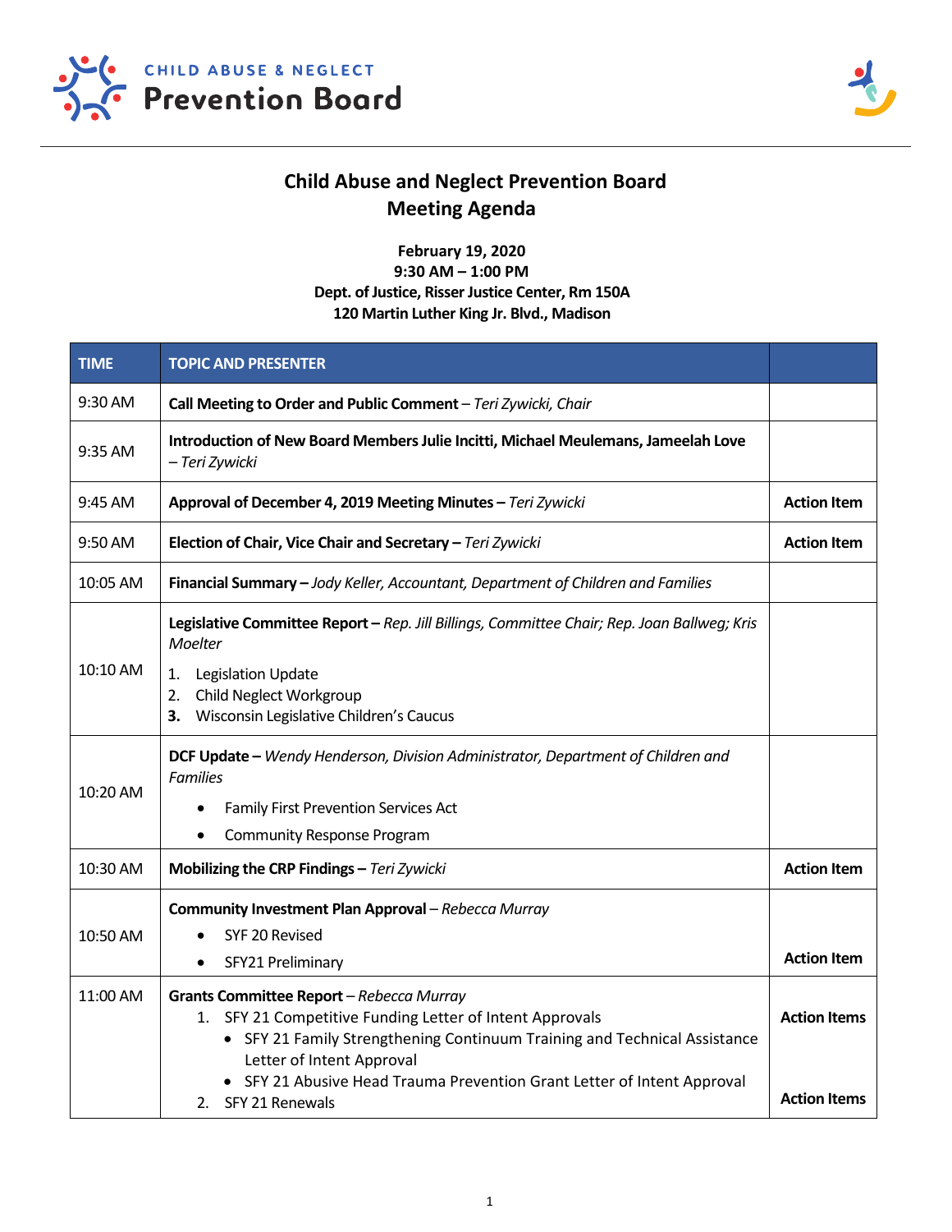**CHILD ABUSE & NEGLECT**
**Prevention Board**

# Child Abuse and Neglect Prevention Board
## Meeting Agenda

**February 19, 2020**
**9:30 AM – 1:00 PM**
**Dept. of Justice, Risser Justice Center, Rm 150A**
**120 Martin Luther King Jr. Blvd., Madison**

| TIME | TOPIC AND PRESENTER | |
|---|---|---|
| 9:30 AM | **Call Meeting to Order and Public Comment** – *Teri Zywicki, Chair* | |
| 9:35 AM | **Introduction of New Board Members Julie Incitti, Michael Meulemans, Jameelah Love** – *Teri Zywicki* | |
| 9:45 AM | **Approval of December 4, 2019 Meeting Minutes –** *Teri Zywicki* | **Action Item** |
| 9:50 AM | **Election of Chair, Vice Chair and Secretary –** *Teri Zywicki* | **Action Item** |
| 10:05 AM | **Financial Summary –** *Jody Keller, Accountant, Department of Children and Families* | |
| 10:10 AM | **Legislative Committee Report –** *Rep. Jill Billings, Committee Chair; Rep. Joan Ballweg; Kris Moelter*<br>1. Legislation Update<br>2. Child Neglect Workgroup<br>3. Wisconsin Legislative Children's Caucus | |
| 10:20 AM | **DCF Update –** *Wendy Henderson, Division Administrator, Department of Children and Families*<br>• Family First Prevention Services Act<br>• Community Response Program | |
| 10:30 AM | **Mobilizing the CRP Findings –** *Teri Zywicki* | **Action Item** |
| 10:50 AM | **Community Investment Plan Approval** – *Rebecca Murray*<br>• SYF 20 Revised<br>• SFY21 Preliminary | **Action Item** |
| 11:00 AM | **Grants Committee Report** – *Rebecca Murray*<br>1. SFY 21 Competitive Funding Letter of Intent Approvals<br>• SFY 21 Family Strengthening Continuum Training and Technical Assistance Letter of Intent Approval<br>• SFY 21 Abusive Head Trauma Prevention Grant Letter of Intent Approval<br>2. SFY 21 Renewals | **Action Items**<br><br>**Action Items** |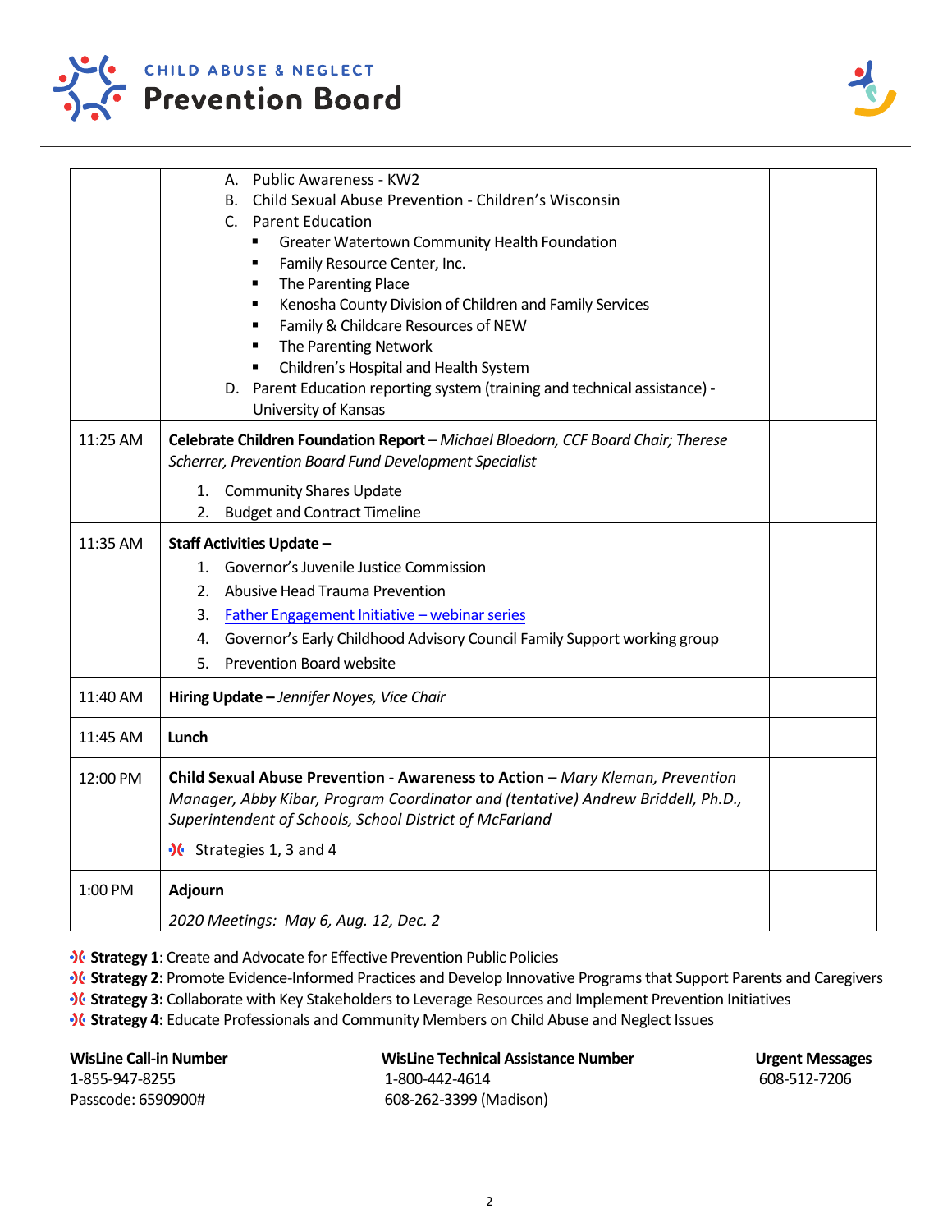# CHILD ABUSE & NEGLECT Prevention Board

| | | |
|---|---|---|
| | A. Public Awareness - KW2<br>B. Child Sexual Abuse Prevention - Children's Wisconsin<br>C. Parent Education<br>▪ Greater Watertown Community Health Foundation<br>▪ Family Resource Center, Inc.<br>▪ The Parenting Place<br>▪ Kenosha County Division of Children and Family Services<br>▪ Family & Childcare Resources of NEW<br>▪ The Parenting Network<br>▪ Children's Hospital and Health System<br>D. Parent Education reporting system (training and technical assistance) - University of Kansas | |
| 11:25 AM | **Celebrate Children Foundation Report** – *Michael Bloedorn, CCF Board Chair; Therese Scherrer, Prevention Board Fund Development Specialist*<br>1. Community Shares Update<br>2. Budget and Contract Timeline | |
| 11:35 AM | **Staff Activities Update –**<br>1. Governor's Juvenile Justice Commission<br>2. Abusive Head Trauma Prevention<br>3. Father Engagement Initiative – webinar series<br>4. Governor's Early Childhood Advisory Council Family Support working group<br>5. Prevention Board website | |
| 11:40 AM | **Hiring Update –** *Jennifer Noyes, Vice Chair* | |
| 11:45 AM | **Lunch** | |
| 12:00 PM | **Child Sexual Abuse Prevention - Awareness to Action** – *Mary Kleman, Prevention Manager, Abby Kibar, Program Coordinator and (tentative) Andrew Briddell, Ph.D., Superintendent of Schools, School District of McFarland*<br>Strategies 1, 3 and 4 | |
| 1:00 PM | **Adjourn**<br>*2020 Meetings: May 6, Aug. 12, Dec. 2* | |

**Strategy 1**: Create and Advocate for Effective Prevention Public Policies
**Strategy 2:** Promote Evidence-Informed Practices and Develop Innovative Programs that Support Parents and Caregivers
**Strategy 3:** Collaborate with Key Stakeholders to Leverage Resources and Implement Prevention Initiatives
**Strategy 4:** Educate Professionals and Community Members on Child Abuse and Neglect Issues

**WisLine Call-in Number**
1-855-947-8255
Passcode: 6590900#

**WisLine Technical Assistance Number**
1-800-442-4614
608-262-3399 (Madison)

**Urgent Messages**
608-512-7206